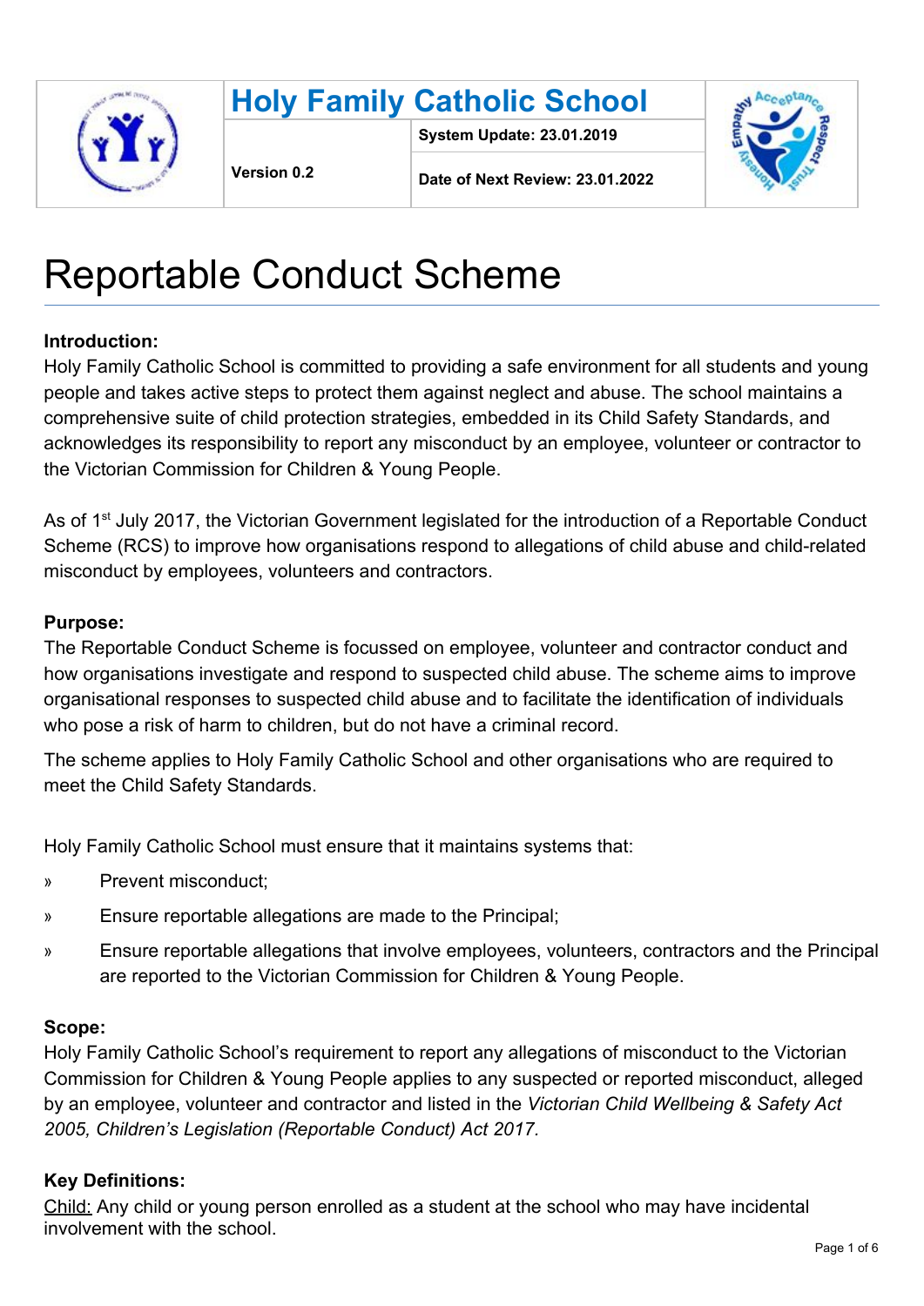| Holy Family Catholic School | | |
| --- | --- | --- |
| Version 0.2 | System Update: 23.01.2019 | |
| | Date of Next Review: 23.01.2022 | |

# Reportable Conduct Scheme

**Introduction:**
Holy Family Catholic School is committed to providing a safe environment for all students and young people and takes active steps to protect them against neglect and abuse. The school maintains a comprehensive suite of child protection strategies, embedded in its Child Safety Standards, and acknowledges its responsibility to report any misconduct by an employee, volunteer or contractor to the Victorian Commission for Children & Young People.

As of 1st July 2017, the Victorian Government legislated for the introduction of a Reportable Conduct Scheme (RCS) to improve how organisations respond to allegations of child abuse and child-related misconduct by employees, volunteers and contractors.

**Purpose:**
The Reportable Conduct Scheme is focussed on employee, volunteer and contractor conduct and how organisations investigate and respond to suspected child abuse. The scheme aims to improve organisational responses to suspected child abuse and to facilitate the identification of individuals who pose a risk of harm to children, but do not have a criminal record.

The scheme applies to Holy Family Catholic School and other organisations who are required to meet the Child Safety Standards.

Holy Family Catholic School must ensure that it maintains systems that:

- Prevent misconduct;
- Ensure reportable allegations are made to the Principal;
- Ensure reportable allegations that involve employees, volunteers, contractors and the Principal are reported to the Victorian Commission for Children & Young People.

**Scope:**
Holy Family Catholic School's requirement to report any allegations of misconduct to the Victorian Commission for Children & Young People applies to any suspected or reported misconduct, alleged by an employee, volunteer and contractor and listed in the *Victorian Child Wellbeing & Safety Act 2005, Children's Legislation (Reportable Conduct) Act 2017.*

**Key Definitions:**
Child: Any child or young person enrolled as a student at the school who may have incidental involvement with the school.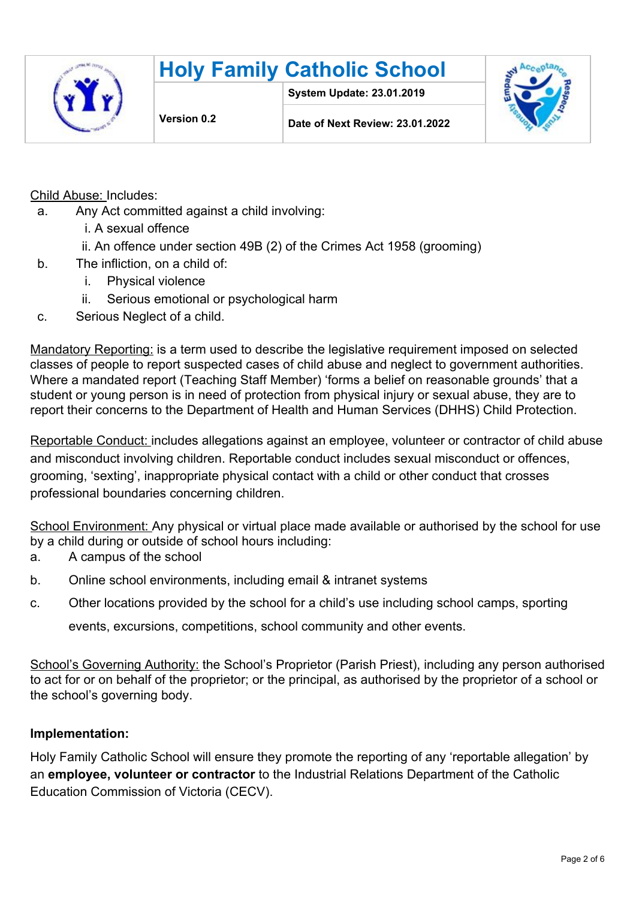Child Abuse: Includes:

a. Any Act committed against a child involving:
   i. A sexual offence
   ii. An offence under section 49B (2) of the Crimes Act 1958 (grooming)
b. The infliction, on a child of:
   i. Physical violence
   ii. Serious emotional or psychological harm
c. Serious Neglect of a child.

Mandatory Reporting: is a term used to describe the legislative requirement imposed on selected classes of people to report suspected cases of child abuse and neglect to government authorities. Where a mandated report (Teaching Staff Member) 'forms a belief on reasonable grounds' that a student or young person is in need of protection from physical injury or sexual abuse, they are to report their concerns to the Department of Health and Human Services (DHHS) Child Protection.

Reportable Conduct: includes allegations against an employee, volunteer or contractor of child abuse and misconduct involving children. Reportable conduct includes sexual misconduct or offences, grooming, 'sexting', inappropriate physical contact with a child or other conduct that crosses professional boundaries concerning children.

School Environment: Any physical or virtual place made available or authorised by the school for use by a child during or outside of school hours including:

a. A campus of the school
b. Online school environments, including email & intranet systems
c. Other locations provided by the school for a child's use including school camps, sporting events, excursions, competitions, school community and other events.

School's Governing Authority: the School's Proprietor (Parish Priest), including any person authorised to act for or on behalf of the proprietor; or the principal, as authorised by the proprietor of a school or the school's governing body.

**Implementation:**

Holy Family Catholic School will ensure they promote the reporting of any 'reportable allegation' by an **employee, volunteer or contractor** to the Industrial Relations Department of the Catholic Education Commission of Victoria (CECV).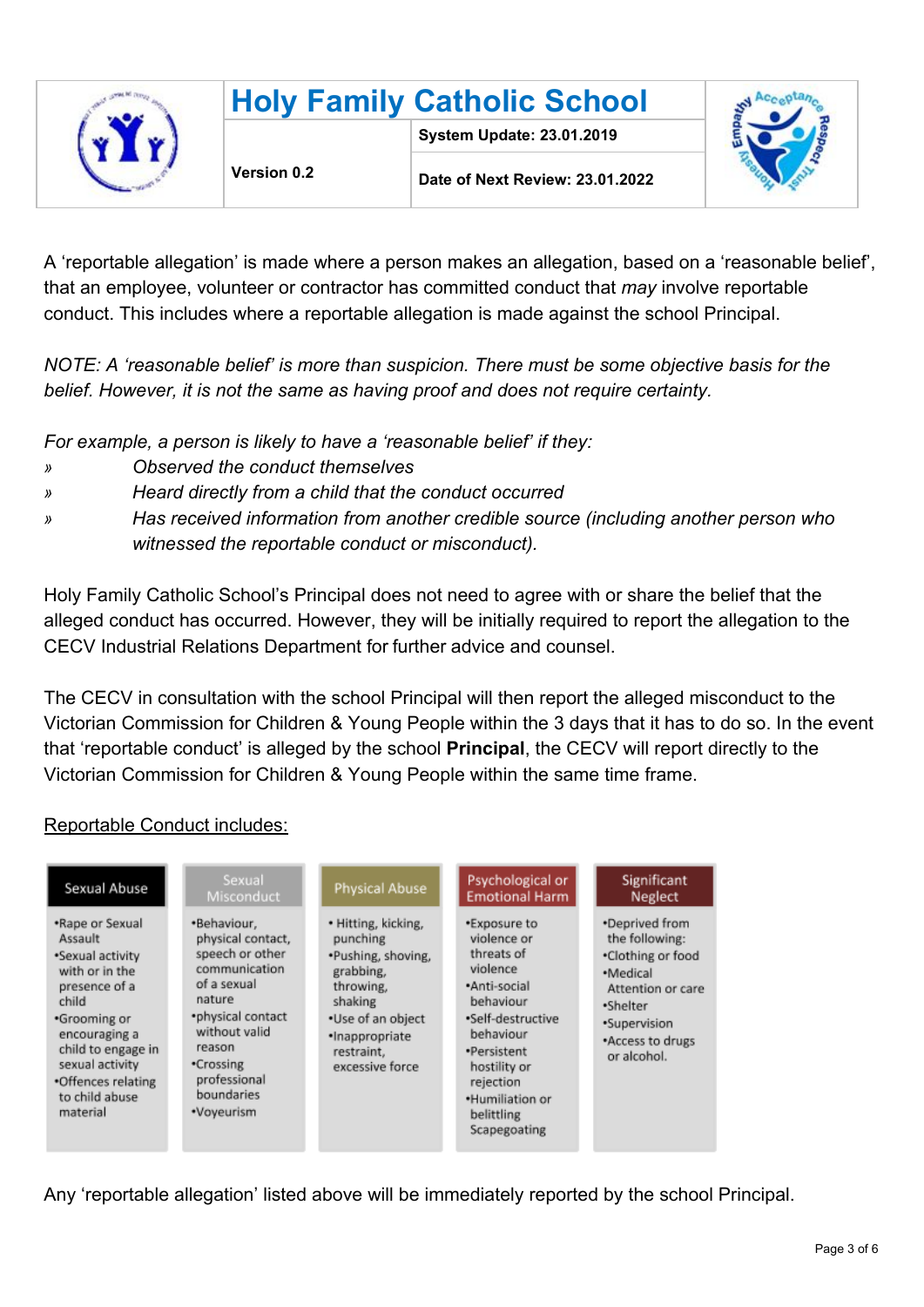A 'reportable allegation' is made where a person makes an allegation, based on a 'reasonable belief', that an employee, volunteer or contractor has committed conduct that *may* involve reportable conduct. This includes where a reportable allegation is made against the school Principal.

*NOTE: A 'reasonable belief' is more than suspicion. There must be some objective basis for the belief. However, it is not the same as having proof and does not require certainty.*

*For example, a person is likely to have a 'reasonable belief' if they:*

- *Observed the conduct themselves*
- *Heard directly from a child that the conduct occurred*
- *Has received information from another credible source (including another person who witnessed the reportable conduct or misconduct).*

Holy Family Catholic School's Principal does not need to agree with or share the belief that the alleged conduct has occurred. However, they will be initially required to report the allegation to the CECV Industrial Relations Department for further advice and counsel.

The CECV in consultation with the school Principal will then report the alleged misconduct to the Victorian Commission for Children & Young People within the 3 days that it has to do so. In the event that 'reportable conduct' is alleged by the school **Principal**, the CECV will report directly to the Victorian Commission for Children & Young People within the same time frame.

<u>Reportable Conduct includes:</u>

| Sexual Abuse | Sexual Misconduct | Physical Abuse | Psychological or Emotional Harm | Significant Neglect |
|---|---|---|---|---|
| •Rape or Sexual Assault<br>•Sexual activity with or in the presence of a child<br>•Grooming or encouraging a child to engage in sexual activity<br>•Offences relating to child abuse material | •Behaviour, physical contact, speech or other communication of a sexual nature<br>•physical contact without valid reason<br>•Crossing professional boundaries<br>•Voyeurism | • Hitting, kicking, punching<br>•Pushing, shoving, grabbing, throwing, shaking<br>•Use of an object<br>•Inappropriate restraint, excessive force | •Exposure to violence or threats of violence<br>•Anti-social behaviour<br>•Self-destructive behaviour<br>•Persistent hostility or rejection<br>•Humiliation or belittling Scapegoating | •Deprived from the following:<br>•Clothing or food<br>•Medical Attention or care<br>•Shelter<br>•Supervision<br>•Access to drugs or alcohol. |

Any 'reportable allegation' listed above will be immediately reported by the school Principal.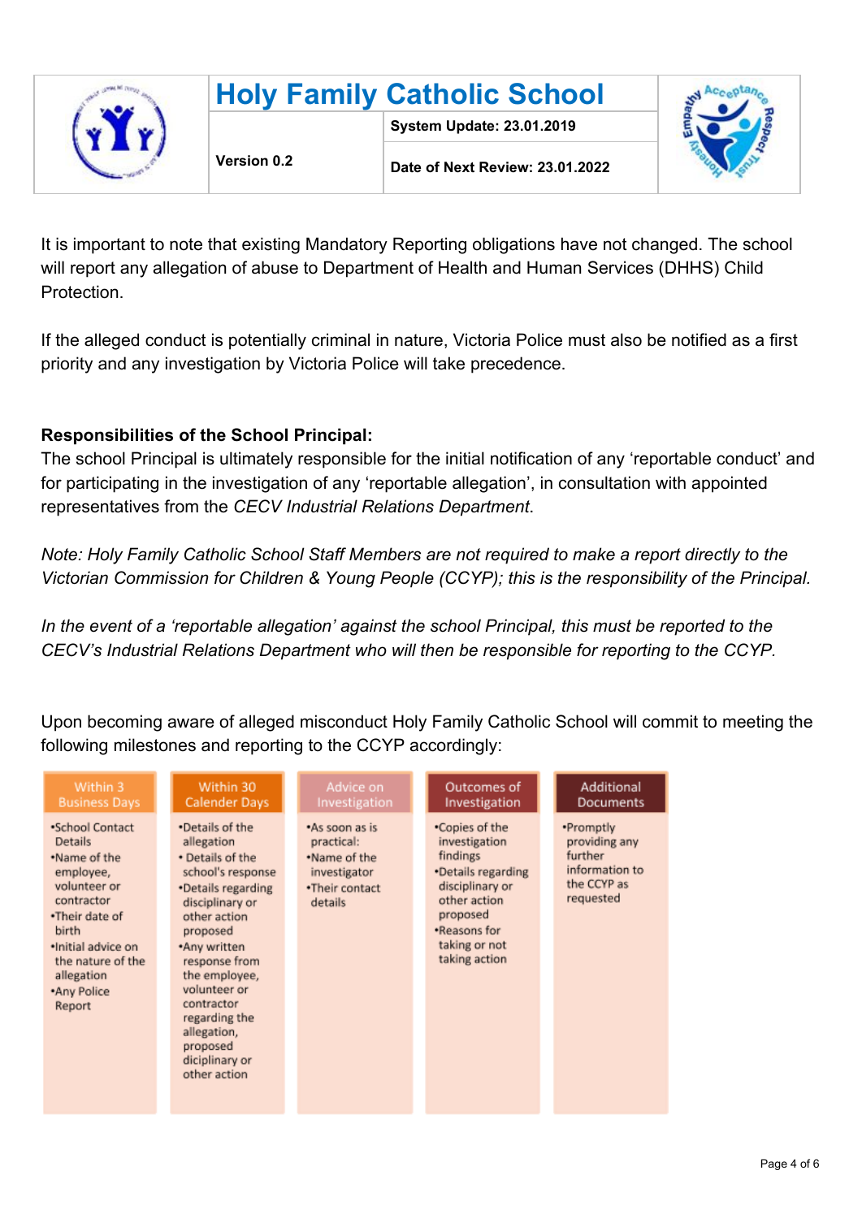| | Holy Family Catholic School | | |
|---|---|---|---|
| | Version 0.2 | System Update: 23.01.2019 | |
| | | Date of Next Review: 23.01.2022 | |

It is important to note that existing Mandatory Reporting obligations have not changed. The school will report any allegation of abuse to Department of Health and Human Services (DHHS) Child Protection.

If the alleged conduct is potentially criminal in nature, Victoria Police must also be notified as a first priority and any investigation by Victoria Police will take precedence.

**Responsibilities of the School Principal:**

The school Principal is ultimately responsible for the initial notification of any 'reportable conduct' and for participating in the investigation of any 'reportable allegation', in consultation with appointed representatives from the *CECV Industrial Relations Department*.

*Note: Holy Family Catholic School Staff Members are not required to make a report directly to the Victorian Commission for Children & Young People (CCYP); this is the responsibility of the Principal.*

*In the event of a 'reportable allegation' against the school Principal, this must be reported to the CECV's Industrial Relations Department who will then be responsible for reporting to the CCYP.*

Upon becoming aware of alleged misconduct Holy Family Catholic School will commit to meeting the following milestones and reporting to the CCYP accordingly:

| Within 3 Business Days | Within 30 Calender Days | Advice on Investigation | Outcomes of Investigation | Additional Documents |
|---|---|---|---|---|
| •School Contact Details<br>•Name of the employee, volunteer or contractor<br>•Their date of birth<br>•Initial advice on the nature of the allegation<br>•Any Police Report | •Details of the allegation<br>•Details of the school's response<br>•Details regarding disciplinary or other action proposed<br>•Any written response from the employee, volunteer or contractor regarding the allegation, proposed diciplinary or other action | •As soon as is practical:<br>•Name of the investigator<br>•Their contact details | •Copies of the investigation findings<br>•Details regarding disciplinary or other action proposed<br>•Reasons for taking or not taking action | •Promptly providing any further information to the CCYP as requested |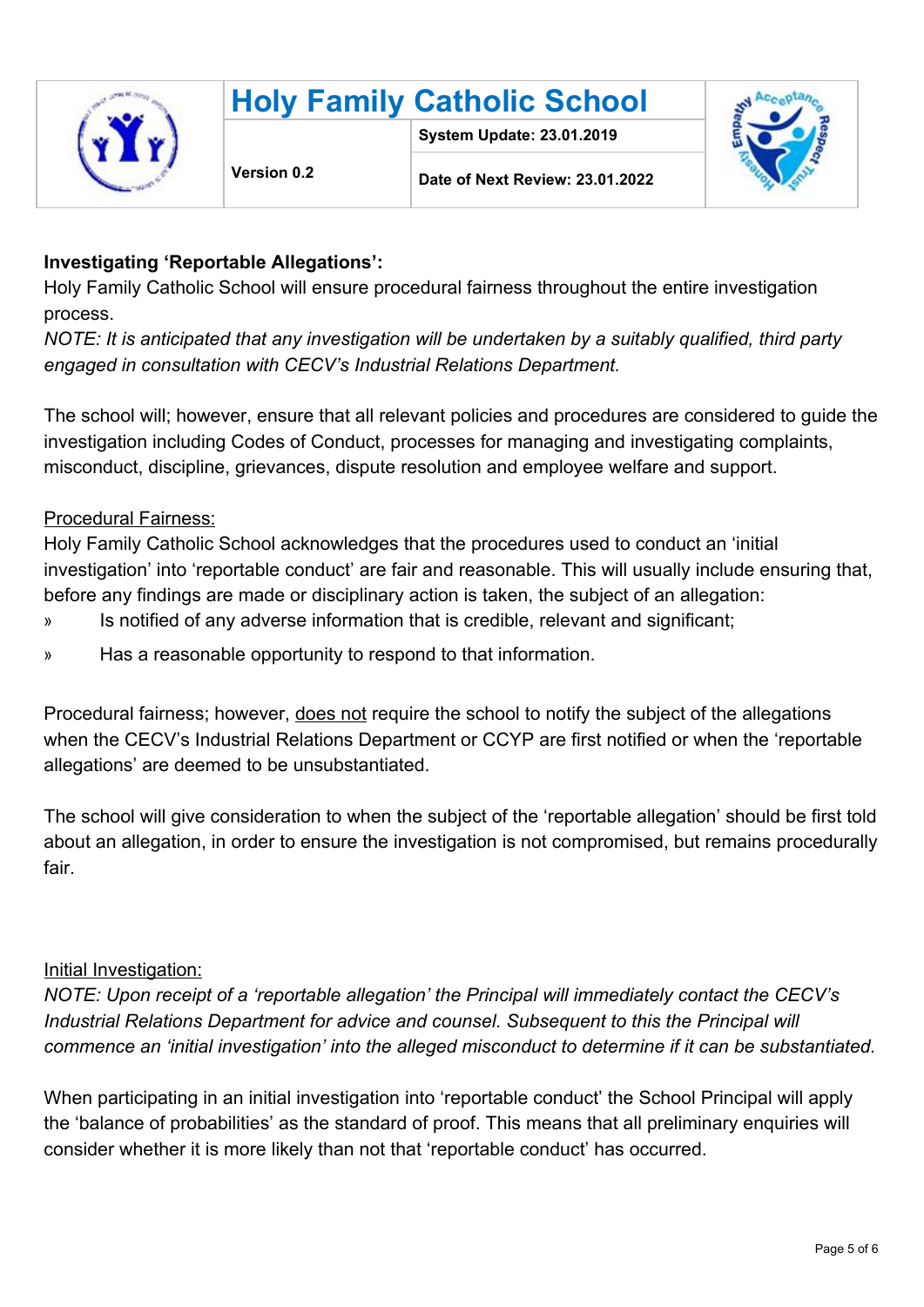**Investigating 'Reportable Allegations':**

Holy Family Catholic School will ensure procedural fairness throughout the entire investigation process.

*NOTE: It is anticipated that any investigation will be undertaken by a suitably qualified, third party engaged in consultation with CECV's Industrial Relations Department.*

The school will; however, ensure that all relevant policies and procedures are considered to guide the investigation including Codes of Conduct, processes for managing and investigating complaints, misconduct, discipline, grievances, dispute resolution and employee welfare and support.

<u>Procedural Fairness:</u>

Holy Family Catholic School acknowledges that the procedures used to conduct an 'initial investigation' into 'reportable conduct' are fair and reasonable. This will usually include ensuring that, before any findings are made or disciplinary action is taken, the subject of an allegation:

- Is notified of any adverse information that is credible, relevant and significant;
- Has a reasonable opportunity to respond to that information.

Procedural fairness; however, <u>does not</u> require the school to notify the subject of the allegations when the CECV's Industrial Relations Department or CCYP are first notified or when the 'reportable allegations' are deemed to be unsubstantiated.

The school will give consideration to when the subject of the 'reportable allegation' should be first told about an allegation, in order to ensure the investigation is not compromised, but remains procedurally fair.

<u>Initial Investigation:</u>

*NOTE: Upon receipt of a 'reportable allegation' the Principal will immediately contact the CECV's Industrial Relations Department for advice and counsel. Subsequent to this the Principal will commence an 'initial investigation' into the alleged misconduct to determine if it can be substantiated.*

When participating in an initial investigation into 'reportable conduct' the School Principal will apply the 'balance of probabilities' as the standard of proof. This means that all preliminary enquiries will consider whether it is more likely than not that 'reportable conduct' has occurred.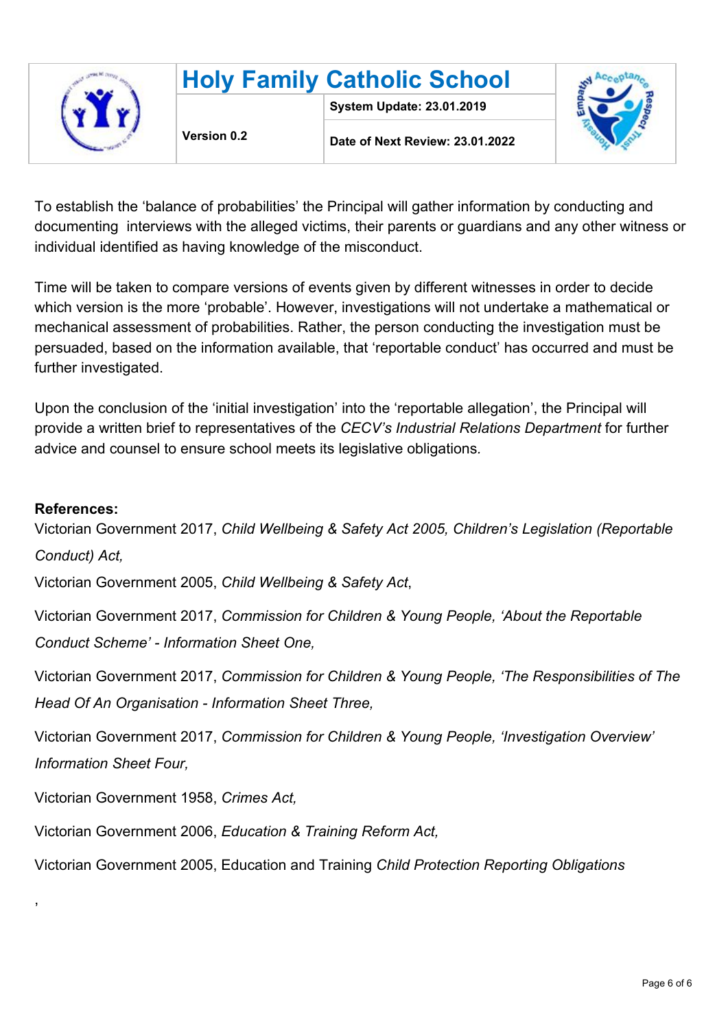To establish the 'balance of probabilities' the Principal will gather information by conducting and documenting interviews with the alleged victims, their parents or guardians and any other witness or individual identified as having knowledge of the misconduct.

Time will be taken to compare versions of events given by different witnesses in order to decide which version is the more 'probable'. However, investigations will not undertake a mathematical or mechanical assessment of probabilities. Rather, the person conducting the investigation must be persuaded, based on the information available, that 'reportable conduct' has occurred and must be further investigated.

Upon the conclusion of the 'initial investigation' into the 'reportable allegation', the Principal will provide a written brief to representatives of the *CECV's Industrial Relations Department* for further advice and counsel to ensure school meets its legislative obligations.

**References:**

Victorian Government 2017, *Child Wellbeing & Safety Act 2005, Children's Legislation (Reportable Conduct) Act,*

Victorian Government 2005, *Child Wellbeing & Safety Act*,

Victorian Government 2017, *Commission for Children & Young People, 'About the Reportable Conduct Scheme' - Information Sheet One,*

Victorian Government 2017, *Commission for Children & Young People, 'The Responsibilities of The Head Of An Organisation - Information Sheet Three,*

Victorian Government 2017, *Commission for Children & Young People, 'Investigation Overview' Information Sheet Four,*

Victorian Government 1958, *Crimes Act,*

Victorian Government 2006, *Education & Training Reform Act,*

Victorian Government 2005, Education and Training *Child Protection Reporting Obligations*

,